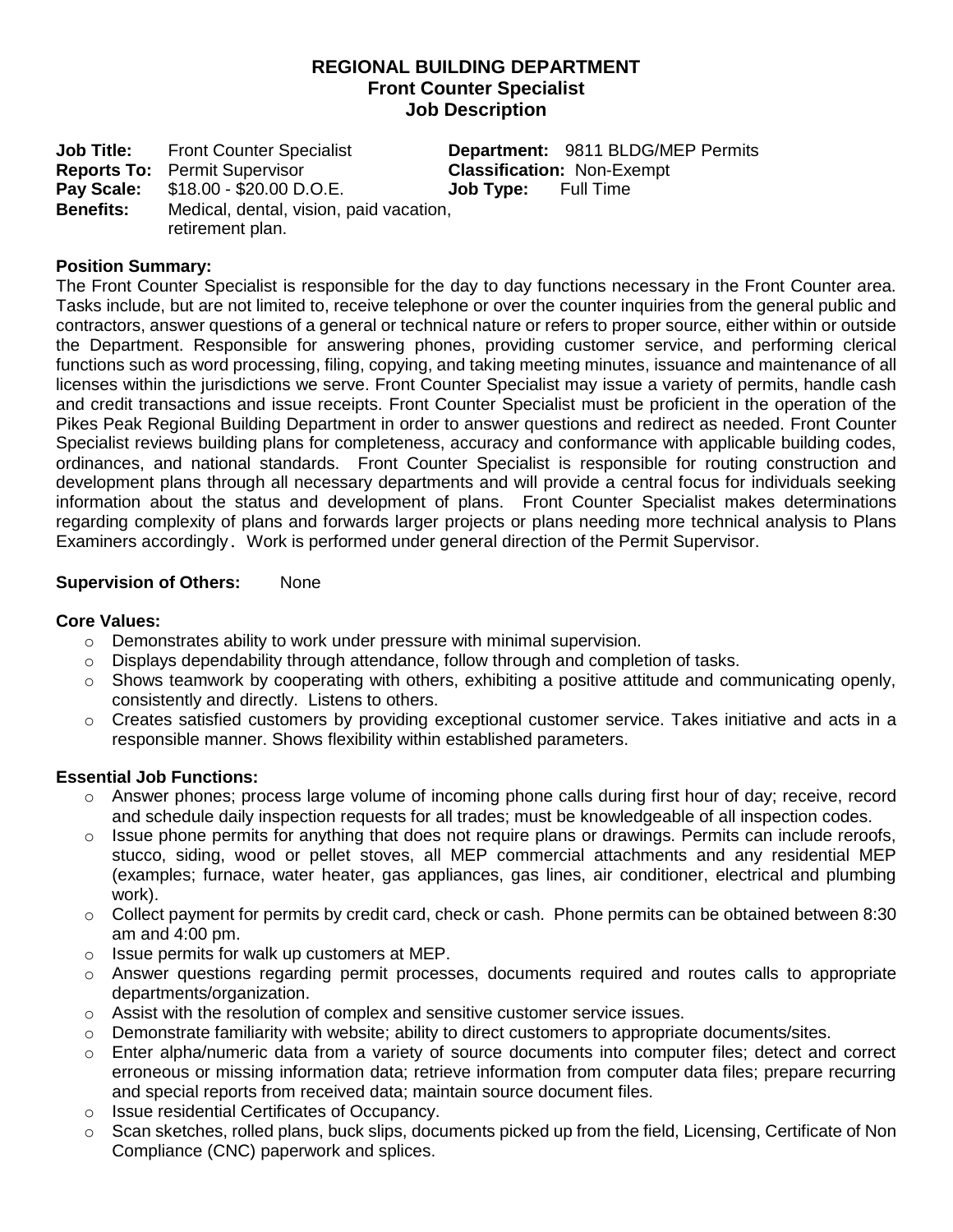# REGIONAL BUILDING DEPARTMENT
## Front Counter Specialist
## Job Description

**Job Title:** Front Counter Specialist
**Reports To:** Permit Supervisor
**Pay Scale:** $18.00 - $20.00 D.O.E.
**Benefits:** Medical, dental, vision, paid vacation, retirement plan.

**Department:** 9811 BLDG/MEP Permits
**Classification:** Non-Exempt
**Job Type:** Full Time

**Position Summary:**
The Front Counter Specialist is responsible for the day to day functions necessary in the Front Counter area. Tasks include, but are not limited to, receive telephone or over the counter inquiries from the general public and contractors, answer questions of a general or technical nature or refers to proper source, either within or outside the Department. Responsible for answering phones, providing customer service, and performing clerical functions such as word processing, filing, copying, and taking meeting minutes, issuance and maintenance of all licenses within the jurisdictions we serve. Front Counter Specialist may issue a variety of permits, handle cash and credit transactions and issue receipts. Front Counter Specialist must be proficient in the operation of the Pikes Peak Regional Building Department in order to answer questions and redirect as needed. Front Counter Specialist reviews building plans for completeness, accuracy and conformance with applicable building codes, ordinances, and national standards. Front Counter Specialist is responsible for routing construction and development plans through all necessary departments and will provide a central focus for individuals seeking information about the status and development of plans. Front Counter Specialist makes determinations regarding complexity of plans and forwards larger projects or plans needing more technical analysis to Plans Examiners accordingly. Work is performed under general direction of the Permit Supervisor.

**Supervision of Others:** None

**Core Values:**
- Demonstrates ability to work under pressure with minimal supervision.
- Displays dependability through attendance, follow through and completion of tasks.
- Shows teamwork by cooperating with others, exhibiting a positive attitude and communicating openly, consistently and directly. Listens to others.
- Creates satisfied customers by providing exceptional customer service. Takes initiative and acts in a responsible manner. Shows flexibility within established parameters.

**Essential Job Functions:**
- Answer phones; process large volume of incoming phone calls during first hour of day; receive, record and schedule daily inspection requests for all trades; must be knowledgeable of all inspection codes.
- Issue phone permits for anything that does not require plans or drawings. Permits can include reroofs, stucco, siding, wood or pellet stoves, all MEP commercial attachments and any residential MEP (examples; furnace, water heater, gas appliances, gas lines, air conditioner, electrical and plumbing work).
- Collect payment for permits by credit card, check or cash. Phone permits can be obtained between 8:30 am and 4:00 pm.
- Issue permits for walk up customers at MEP.
- Answer questions regarding permit processes, documents required and routes calls to appropriate departments/organization.
- Assist with the resolution of complex and sensitive customer service issues.
- Demonstrate familiarity with website; ability to direct customers to appropriate documents/sites.
- Enter alpha/numeric data from a variety of source documents into computer files; detect and correct erroneous or missing information data; retrieve information from computer data files; prepare recurring and special reports from received data; maintain source document files.
- Issue residential Certificates of Occupancy.
- Scan sketches, rolled plans, buck slips, documents picked up from the field, Licensing, Certificate of Non Compliance (CNC) paperwork and splices.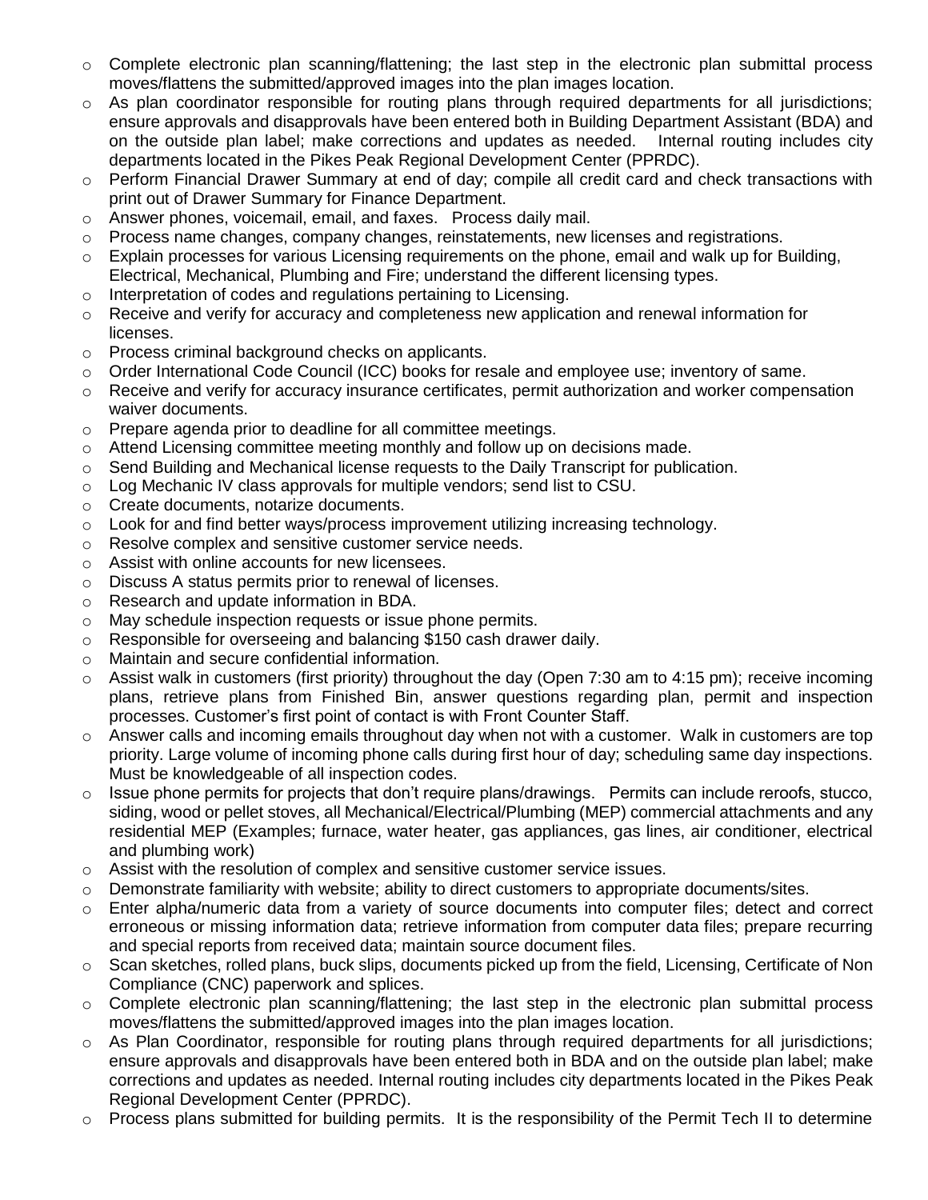- Complete electronic plan scanning/flattening; the last step in the electronic plan submittal process moves/flattens the submitted/approved images into the plan images location.
- As plan coordinator responsible for routing plans through required departments for all jurisdictions; ensure approvals and disapprovals have been entered both in Building Department Assistant (BDA) and on the outside plan label; make corrections and updates as needed. Internal routing includes city departments located in the Pikes Peak Regional Development Center (PPRDC).
- Perform Financial Drawer Summary at end of day; compile all credit card and check transactions with print out of Drawer Summary for Finance Department.
- Answer phones, voicemail, email, and faxes. Process daily mail.
- Process name changes, company changes, reinstatements, new licenses and registrations.
- Explain processes for various Licensing requirements on the phone, email and walk up for Building, Electrical, Mechanical, Plumbing and Fire; understand the different licensing types.
- Interpretation of codes and regulations pertaining to Licensing.
- Receive and verify for accuracy and completeness new application and renewal information for licenses.
- Process criminal background checks on applicants.
- Order International Code Council (ICC) books for resale and employee use; inventory of same.
- Receive and verify for accuracy insurance certificates, permit authorization and worker compensation waiver documents.
- Prepare agenda prior to deadline for all committee meetings.
- Attend Licensing committee meeting monthly and follow up on decisions made.
- Send Building and Mechanical license requests to the Daily Transcript for publication.
- Log Mechanic IV class approvals for multiple vendors; send list to CSU.
- Create documents, notarize documents.
- Look for and find better ways/process improvement utilizing increasing technology.
- Resolve complex and sensitive customer service needs.
- Assist with online accounts for new licensees.
- Discuss A status permits prior to renewal of licenses.
- Research and update information in BDA.
- May schedule inspection requests or issue phone permits.
- Responsible for overseeing and balancing $150 cash drawer daily.
- Maintain and secure confidential information.
- Assist walk in customers (first priority) throughout the day (Open 7:30 am to 4:15 pm); receive incoming plans, retrieve plans from Finished Bin, answer questions regarding plan, permit and inspection processes. Customer's first point of contact is with Front Counter Staff.
- Answer calls and incoming emails throughout day when not with a customer. Walk in customers are top priority. Large volume of incoming phone calls during first hour of day; scheduling same day inspections. Must be knowledgeable of all inspection codes.
- Issue phone permits for projects that don't require plans/drawings. Permits can include reroofs, stucco, siding, wood or pellet stoves, all Mechanical/Electrical/Plumbing (MEP) commercial attachments and any residential MEP (Examples; furnace, water heater, gas appliances, gas lines, air conditioner, electrical and plumbing work)
- Assist with the resolution of complex and sensitive customer service issues.
- Demonstrate familiarity with website; ability to direct customers to appropriate documents/sites.
- Enter alpha/numeric data from a variety of source documents into computer files; detect and correct erroneous or missing information data; retrieve information from computer data files; prepare recurring and special reports from received data; maintain source document files.
- Scan sketches, rolled plans, buck slips, documents picked up from the field, Licensing, Certificate of Non Compliance (CNC) paperwork and splices.
- Complete electronic plan scanning/flattening; the last step in the electronic plan submittal process moves/flattens the submitted/approved images into the plan images location.
- As Plan Coordinator, responsible for routing plans through required departments for all jurisdictions; ensure approvals and disapprovals have been entered both in BDA and on the outside plan label; make corrections and updates as needed. Internal routing includes city departments located in the Pikes Peak Regional Development Center (PPRDC).
- Process plans submitted for building permits. It is the responsibility of the Permit Tech II to determine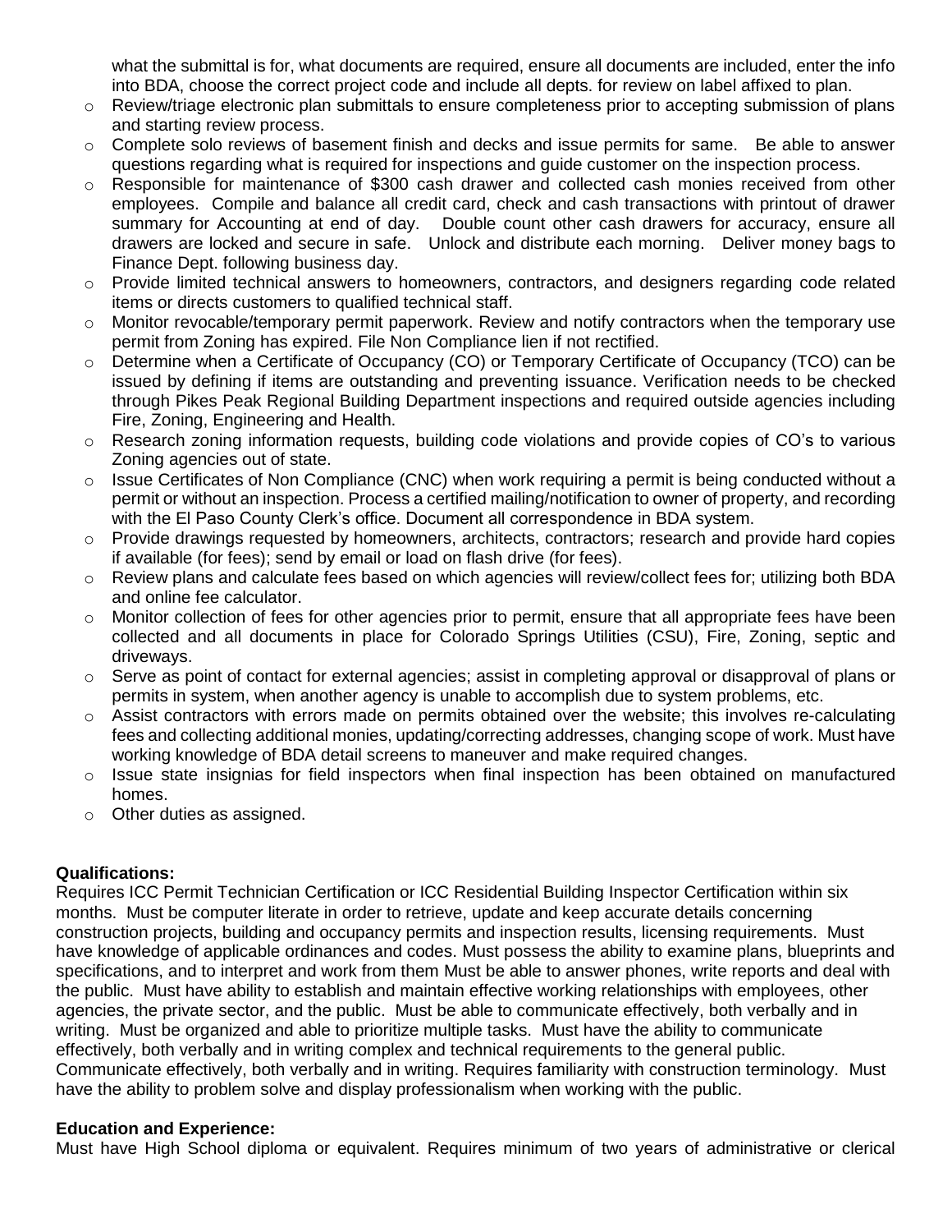what the submittal is for, what documents are required, ensure all documents are included, enter the info into BDA, choose the correct project code and include all depts. for review on label affixed to plan.

- Review/triage electronic plan submittals to ensure completeness prior to accepting submission of plans and starting review process.
- Complete solo reviews of basement finish and decks and issue permits for same. Be able to answer questions regarding what is required for inspections and guide customer on the inspection process.
- Responsible for maintenance of $300 cash drawer and collected cash monies received from other employees. Compile and balance all credit card, check and cash transactions with printout of drawer summary for Accounting at end of day. Double count other cash drawers for accuracy, ensure all drawers are locked and secure in safe. Unlock and distribute each morning. Deliver money bags to Finance Dept. following business day.
- Provide limited technical answers to homeowners, contractors, and designers regarding code related items or directs customers to qualified technical staff.
- Monitor revocable/temporary permit paperwork. Review and notify contractors when the temporary use permit from Zoning has expired. File Non Compliance lien if not rectified.
- Determine when a Certificate of Occupancy (CO) or Temporary Certificate of Occupancy (TCO) can be issued by defining if items are outstanding and preventing issuance. Verification needs to be checked through Pikes Peak Regional Building Department inspections and required outside agencies including Fire, Zoning, Engineering and Health.
- Research zoning information requests, building code violations and provide copies of CO's to various Zoning agencies out of state.
- Issue Certificates of Non Compliance (CNC) when work requiring a permit is being conducted without a permit or without an inspection. Process a certified mailing/notification to owner of property, and recording with the El Paso County Clerk's office. Document all correspondence in BDA system.
- Provide drawings requested by homeowners, architects, contractors; research and provide hard copies if available (for fees); send by email or load on flash drive (for fees).
- Review plans and calculate fees based on which agencies will review/collect fees for; utilizing both BDA and online fee calculator.
- Monitor collection of fees for other agencies prior to permit, ensure that all appropriate fees have been collected and all documents in place for Colorado Springs Utilities (CSU), Fire, Zoning, septic and driveways.
- Serve as point of contact for external agencies; assist in completing approval or disapproval of plans or permits in system, when another agency is unable to accomplish due to system problems, etc.
- Assist contractors with errors made on permits obtained over the website; this involves re-calculating fees and collecting additional monies, updating/correcting addresses, changing scope of work. Must have working knowledge of BDA detail screens to maneuver and make required changes.
- Issue state insignias for field inspectors when final inspection has been obtained on manufactured homes.
- Other duties as assigned.

**Qualifications:**
Requires ICC Permit Technician Certification or ICC Residential Building Inspector Certification within six months. Must be computer literate in order to retrieve, update and keep accurate details concerning construction projects, building and occupancy permits and inspection results, licensing requirements. Must have knowledge of applicable ordinances and codes. Must possess the ability to examine plans, blueprints and specifications, and to interpret and work from them Must be able to answer phones, write reports and deal with the public. Must have ability to establish and maintain effective working relationships with employees, other agencies, the private sector, and the public. Must be able to communicate effectively, both verbally and in writing. Must be organized and able to prioritize multiple tasks. Must have the ability to communicate effectively, both verbally and in writing complex and technical requirements to the general public. Communicate effectively, both verbally and in writing. Requires familiarity with construction terminology. Must have the ability to problem solve and display professionalism when working with the public.

**Education and Experience:**
Must have High School diploma or equivalent. Requires minimum of two years of administrative or clerical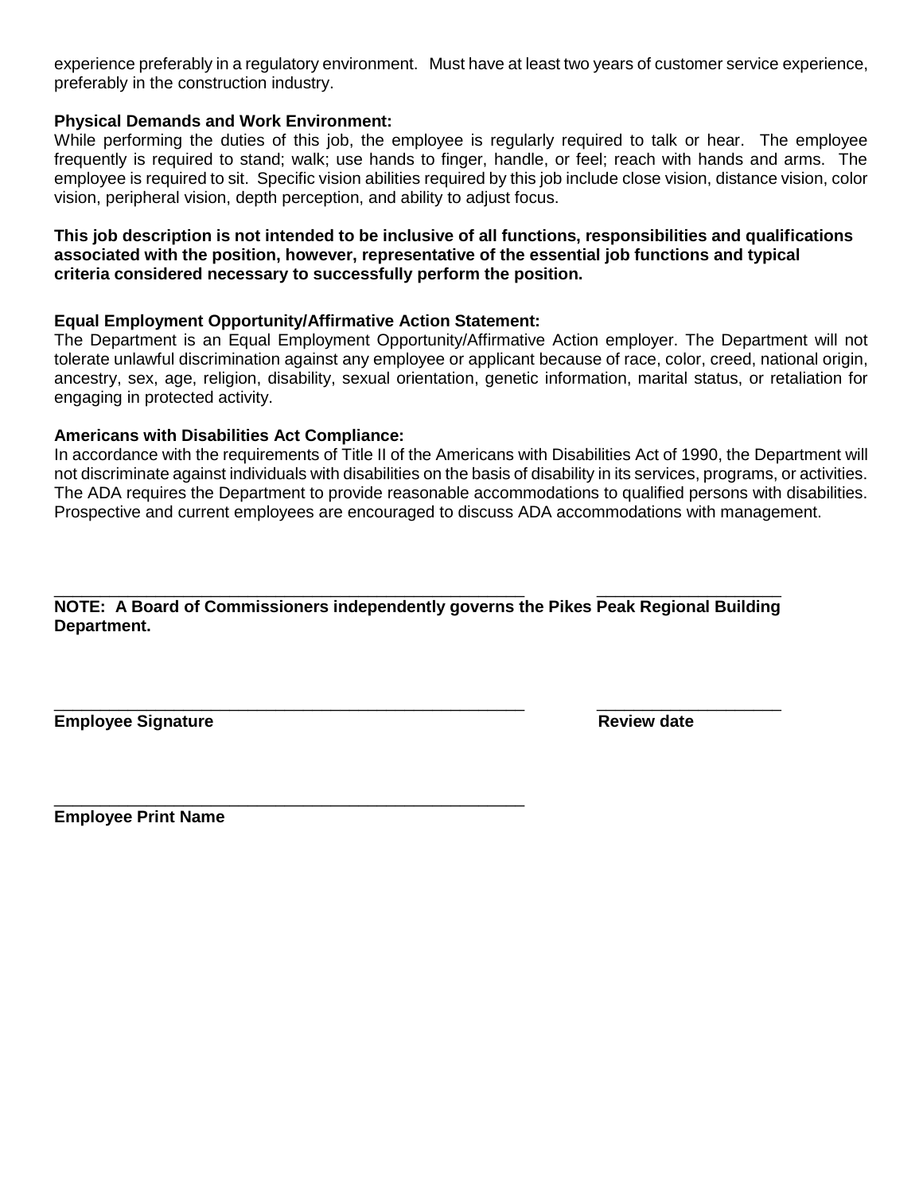experience preferably in a regulatory environment. Must have at least two years of customer service experience, preferably in the construction industry.

**Physical Demands and Work Environment:**
While performing the duties of this job, the employee is regularly required to talk or hear. The employee frequently is required to stand; walk; use hands to finger, handle, or feel; reach with hands and arms. The employee is required to sit. Specific vision abilities required by this job include close vision, distance vision, color vision, peripheral vision, depth perception, and ability to adjust focus.

**This job description is not intended to be inclusive of all functions, responsibilities and qualifications associated with the position, however, representative of the essential job functions and typical criteria considered necessary to successfully perform the position.**

**Equal Employment Opportunity/Affirmative Action Statement:**
The Department is an Equal Employment Opportunity/Affirmative Action employer. The Department will not tolerate unlawful discrimination against any employee or applicant because of race, color, creed, national origin, ancestry, sex, age, religion, disability, sexual orientation, genetic information, marital status, or retaliation for engaging in protected activity.

**Americans with Disabilities Act Compliance:**
In accordance with the requirements of Title II of the Americans with Disabilities Act of 1990, the Department will not discriminate against individuals with disabilities on the basis of disability in its services, programs, or activities. The ADA requires the Department to provide reasonable accommodations to qualified persons with disabilities. Prospective and current employees are encouraged to discuss ADA accommodations with management.

\_\_\_\_\_\_\_\_\_\_\_\_\_\_\_\_\_\_\_\_\_\_\_\_\_\_\_\_\_\_\_\_\_\_\_\_\_\_\_\_\_\_\_\_\_\_\_\_ \_\_\_\_\_\_\_\_\_\_\_\_\_\_\_\_\_\_\_\_

**NOTE: A Board of Commissioners independently governs the Pikes Peak Regional Building Department.**

\_\_\_\_\_\_\_\_\_\_\_\_\_\_\_\_\_\_\_\_\_\_\_\_\_\_\_\_\_\_\_\_\_\_\_\_\_\_\_\_\_\_\_\_\_\_\_\_ \_\_\_\_\_\_\_\_\_\_\_\_\_\_\_\_\_\_\_\_

**Employee Signature** **Review date**

\_\_\_\_\_\_\_\_\_\_\_\_\_\_\_\_\_\_\_\_\_\_\_\_\_\_\_\_\_\_\_\_\_\_\_\_\_\_\_\_\_\_\_\_\_\_\_\_

**Employee Print Name**